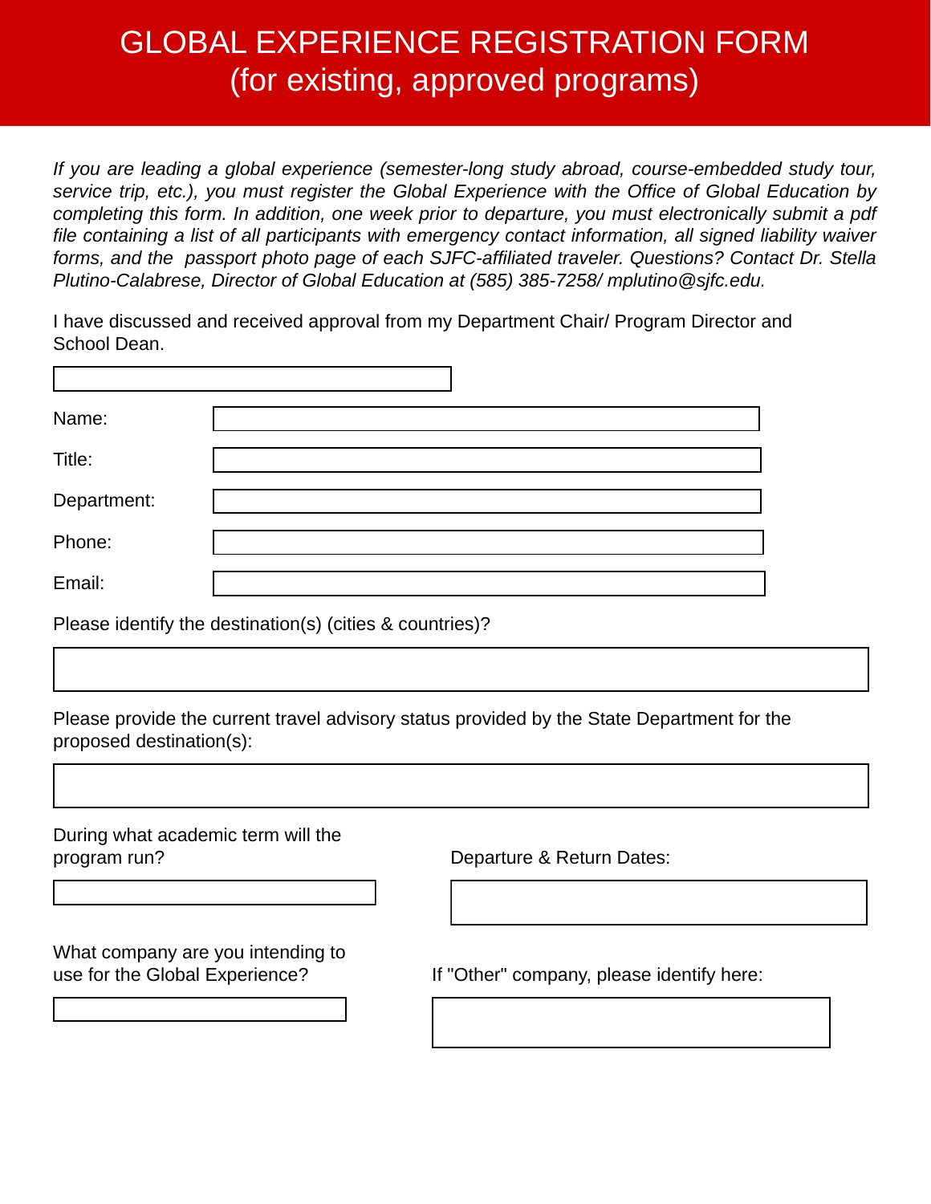// GLOBAL EXPERIENCE REGISTRATION FORM
(for existing, approved programs)

*If you are leading a global experience (semester-long study abroad, course-embedded study tour, service trip, etc.), you must register the Global Experience with the Office of Global Education by completing this form. In addition, one week prior to departure, you must electronically submit a pdf file containing a list of all participants with emergency contact information, all signed liability waiver forms, and the passport photo page of each SJFC-affiliated traveler. Questions? Contact Dr. Stella Plutino-Calabrese, Director of Global Education at (585) 385-7258/ mplutino@sjfc.edu.*

I have discussed and received approval from my Department Chair/ Program Director and School Dean.

Name:

Title:

Department:

Phone:

Email:

Please identify the destination(s) (cities & countries)?

Please provide the current travel advisory status provided by the State Department for the proposed destination(s):

During what academic term will the program run?

Departure & Return Dates:

What company are you intending to use for the Global Experience?

If "Other" company, please identify here: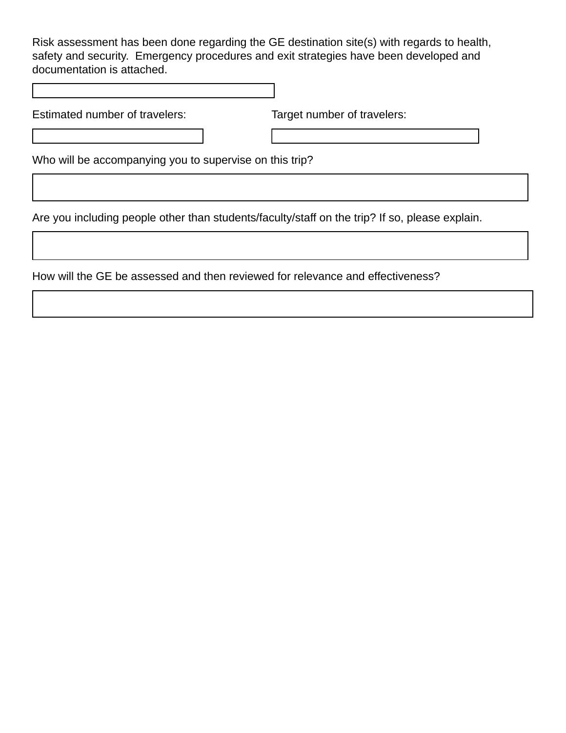Risk assessment has been done regarding the GE destination site(s) with regards to health, safety and security. Emergency procedures and exit strategies have been developed and documentation is attached.

Estimated number of travelers:

Target number of travelers:

Who will be accompanying you to supervise on this trip?

Are you including people other than students/faculty/staff on the trip? If so, please explain.

How will the GE be assessed and then reviewed for relevance and effectiveness?